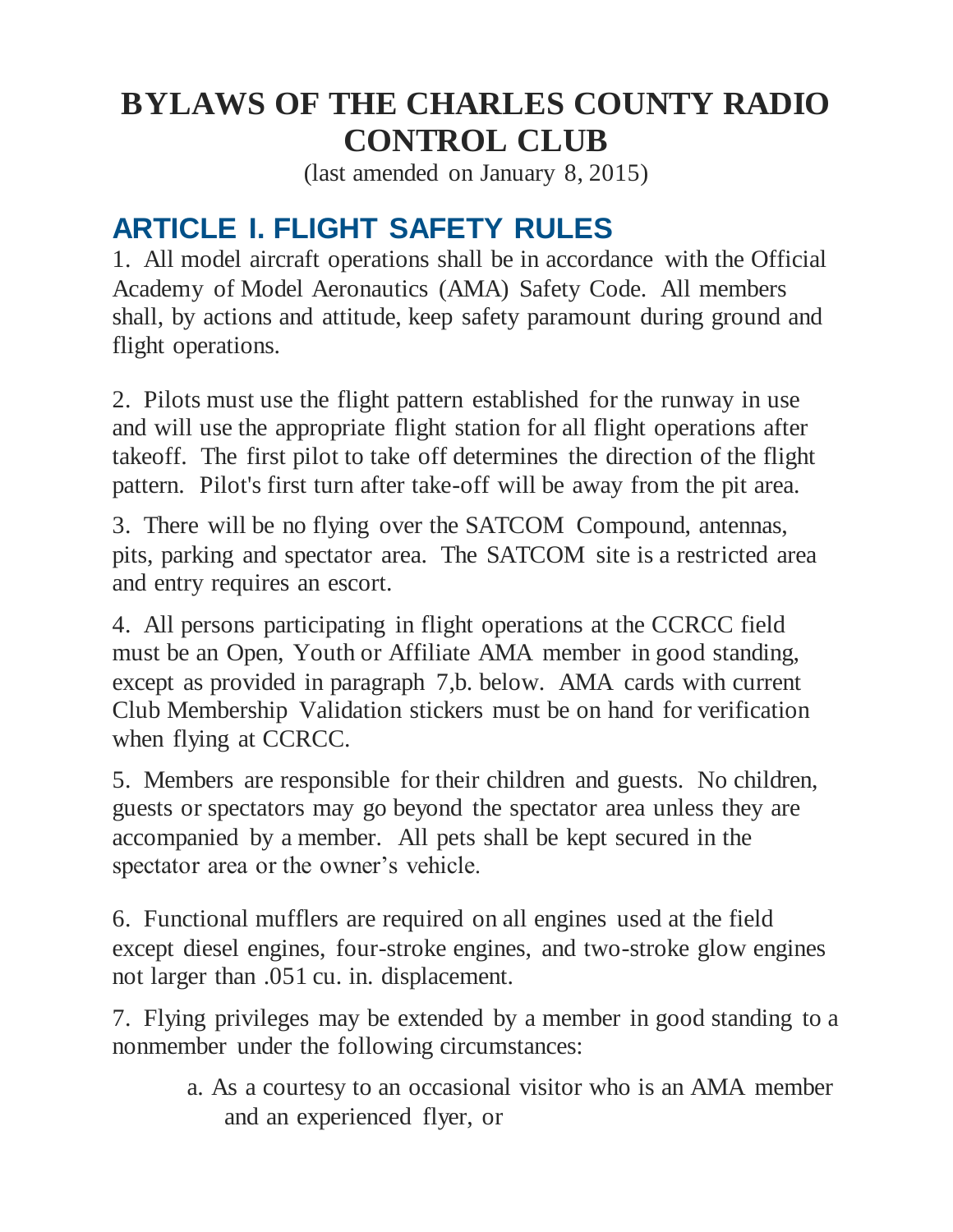# BYLAWS OF THE CHARLES COUNTY RADIO CONTROL CLUB

(last amended on January 8, 2015)

## ARTICLE I. FLIGHT SAFETY RULES

1. All model aircraft operations shall be in accordance with the Official Academy of Model Aeronautics (AMA) Safety Code. All members shall, by actions and attitude, keep safety paramount during ground and flight operations.

2. Pilots must use the flight pattern established for the runway in use and will use the appropriate flight station for all flight operations after takeoff. The first pilot to take off determines the direction of the flight pattern. Pilot's first turn after take-off will be away from the pit area.

3. There will be no flying over the SATCOM Compound, antennas, pits, parking and spectator area. The SATCOM site is a restricted area and entry requires an escort.

4. All persons participating in flight operations at the CCRCC field must be an Open, Youth or Affiliate AMA member in good standing, except as provided in paragraph 7,b. below. AMA cards with current Club Membership Validation stickers must be on hand for verification when flying at CCRCC.

5. Members are responsible for their children and guests. No children, guests or spectators may go beyond the spectator area unless they are accompanied by a member. All pets shall be kept secured in the spectator area or the owner's vehicle.

6. Functional mufflers are required on all engines used at the field except diesel engines, four-stroke engines, and two-stroke glow engines not larger than .051 cu. in. displacement.

7. Flying privileges may be extended by a member in good standing to a nonmember under the following circumstances:

   a. As a courtesy to an occasional visitor who is an AMA member and an experienced flyer, or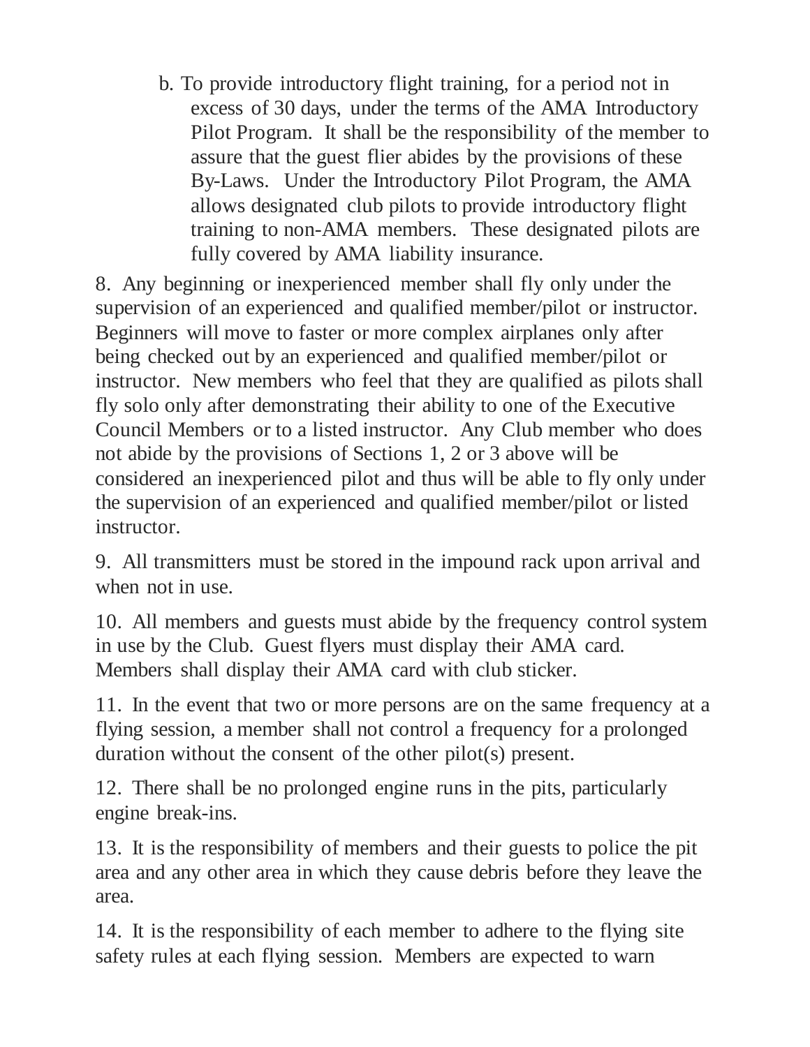b. To provide introductory flight training, for a period not in excess of 30 days, under the terms of the AMA Introductory Pilot Program. It shall be the responsibility of the member to assure that the guest flier abides by the provisions of these By-Laws. Under the Introductory Pilot Program, the AMA allows designated club pilots to provide introductory flight training to non-AMA members. These designated pilots are fully covered by AMA liability insurance.

8. Any beginning or inexperienced member shall fly only under the supervision of an experienced and qualified member/pilot or instructor. Beginners will move to faster or more complex airplanes only after being checked out by an experienced and qualified member/pilot or instructor. New members who feel that they are qualified as pilots shall fly solo only after demonstrating their ability to one of the Executive Council Members or to a listed instructor. Any Club member who does not abide by the provisions of Sections 1, 2 or 3 above will be considered an inexperienced pilot and thus will be able to fly only under the supervision of an experienced and qualified member/pilot or listed instructor.

9. All transmitters must be stored in the impound rack upon arrival and when not in use.

10. All members and guests must abide by the frequency control system in use by the Club. Guest flyers must display their AMA card. Members shall display their AMA card with club sticker.

11. In the event that two or more persons are on the same frequency at a flying session, a member shall not control a frequency for a prolonged duration without the consent of the other pilot(s) present.

12. There shall be no prolonged engine runs in the pits, particularly engine break-ins.

13. It is the responsibility of members and their guests to police the pit area and any other area in which they cause debris before they leave the area.

14. It is the responsibility of each member to adhere to the flying site safety rules at each flying session. Members are expected to warn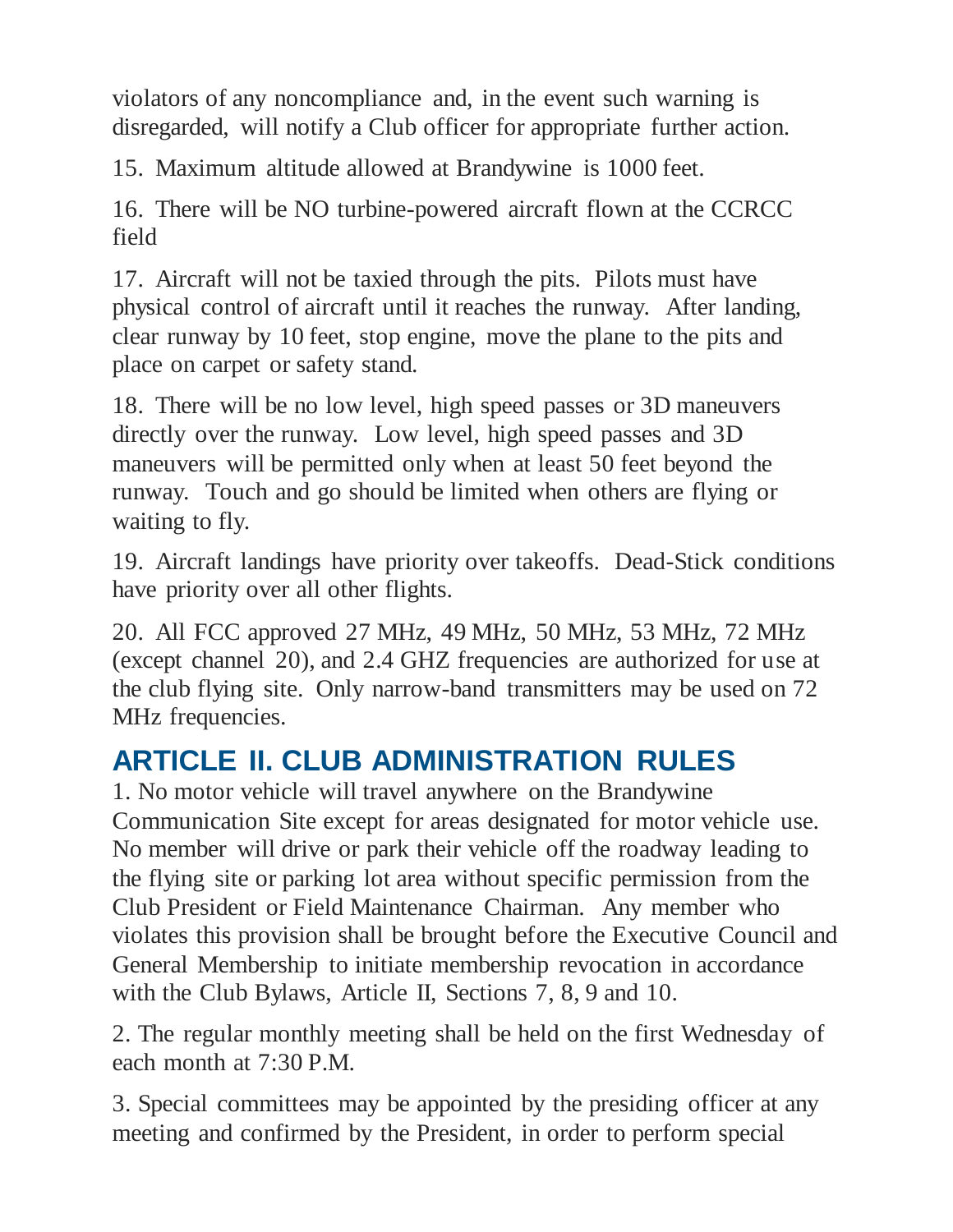violators of any noncompliance and, in the event such warning is disregarded, will notify a Club officer for appropriate further action.

15. Maximum altitude allowed at Brandywine is 1000 feet.

16. There will be NO turbine-powered aircraft flown at the CCRCC field

17. Aircraft will not be taxied through the pits. Pilots must have physical control of aircraft until it reaches the runway. After landing, clear runway by 10 feet, stop engine, move the plane to the pits and place on carpet or safety stand.

18. There will be no low level, high speed passes or 3D maneuvers directly over the runway. Low level, high speed passes and 3D maneuvers will be permitted only when at least 50 feet beyond the runway. Touch and go should be limited when others are flying or waiting to fly.

19. Aircraft landings have priority over takeoffs. Dead-Stick conditions have priority over all other flights.

20. All FCC approved 27 MHz, 49 MHz, 50 MHz, 53 MHz, 72 MHz (except channel 20), and 2.4 GHZ frequencies are authorized for use at the club flying site. Only narrow-band transmitters may be used on 72 MHz frequencies.

## ARTICLE II. CLUB ADMINISTRATION RULES

1. No motor vehicle will travel anywhere on the Brandywine Communication Site except for areas designated for motor vehicle use. No member will drive or park their vehicle off the roadway leading to the flying site or parking lot area without specific permission from the Club President or Field Maintenance Chairman. Any member who violates this provision shall be brought before the Executive Council and General Membership to initiate membership revocation in accordance with the Club Bylaws, Article II, Sections 7, 8, 9 and 10.

2. The regular monthly meeting shall be held on the first Wednesday of each month at 7:30 P.M.

3. Special committees may be appointed by the presiding officer at any meeting and confirmed by the President, in order to perform special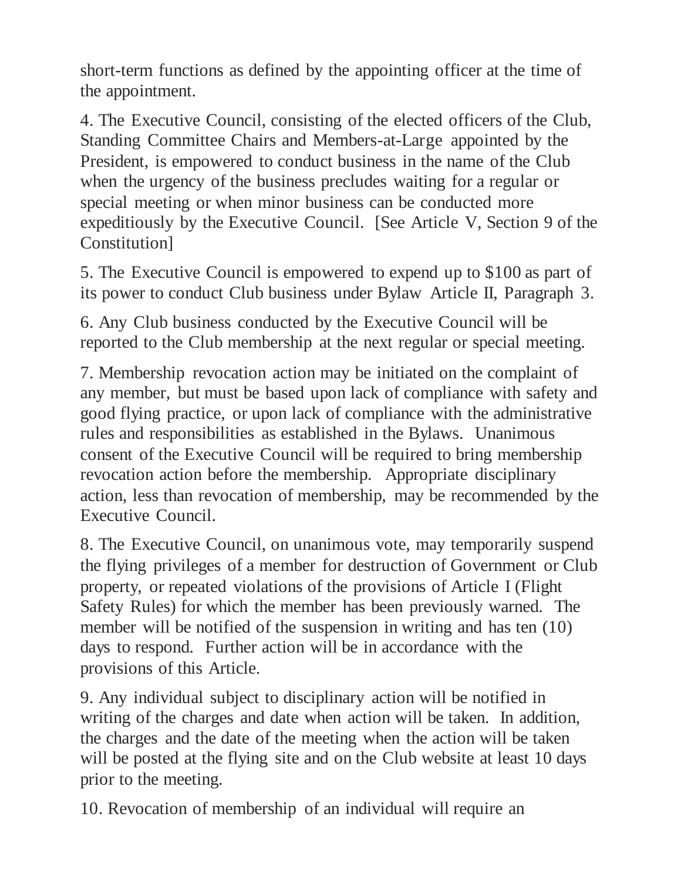short-term functions as defined by the appointing officer at the time of the appointment.

4. The Executive Council, consisting of the elected officers of the Club, Standing Committee Chairs and Members-at-Large appointed by the President, is empowered to conduct business in the name of the Club when the urgency of the business precludes waiting for a regular or special meeting or when minor business can be conducted more expeditiously by the Executive Council. [See Article V, Section 9 of the Constitution]

5. The Executive Council is empowered to expend up to $100 as part of its power to conduct Club business under Bylaw Article II, Paragraph 3.

6. Any Club business conducted by the Executive Council will be reported to the Club membership at the next regular or special meeting.

7. Membership revocation action may be initiated on the complaint of any member, but must be based upon lack of compliance with safety and good flying practice, or upon lack of compliance with the administrative rules and responsibilities as established in the Bylaws. Unanimous consent of the Executive Council will be required to bring membership revocation action before the membership. Appropriate disciplinary action, less than revocation of membership, may be recommended by the Executive Council.

8. The Executive Council, on unanimous vote, may temporarily suspend the flying privileges of a member for destruction of Government or Club property, or repeated violations of the provisions of Article I (Flight Safety Rules) for which the member has been previously warned. The member will be notified of the suspension in writing and has ten (10) days to respond. Further action will be in accordance with the provisions of this Article.

9. Any individual subject to disciplinary action will be notified in writing of the charges and date when action will be taken. In addition, the charges and the date of the meeting when the action will be taken will be posted at the flying site and on the Club website at least 10 days prior to the meeting.

10. Revocation of membership of an individual will require an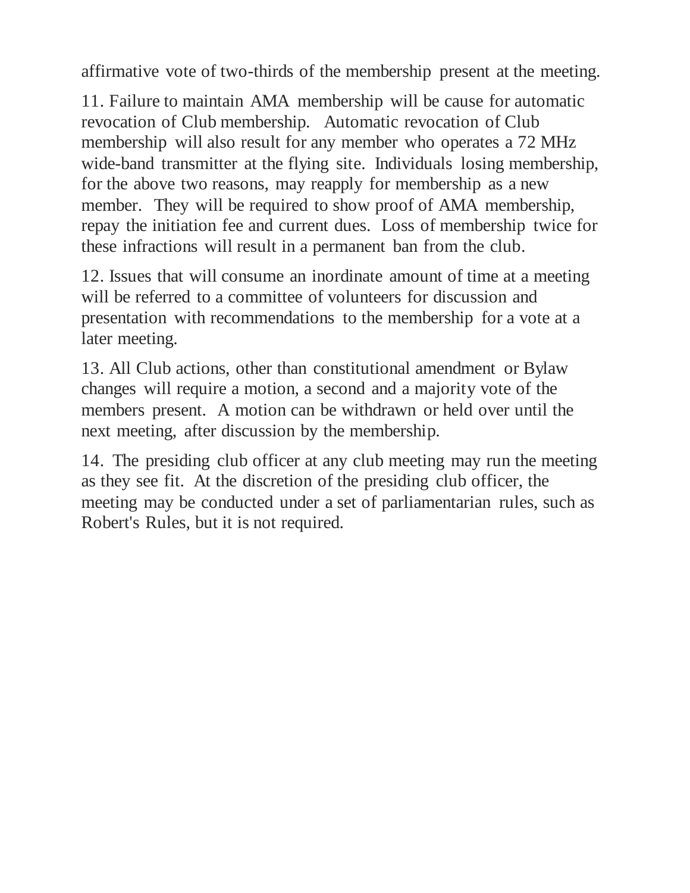affirmative vote of two-thirds of the membership present at the meeting.

11. Failure to maintain AMA membership will be cause for automatic revocation of Club membership. Automatic revocation of Club membership will also result for any member who operates a 72 MHz wide-band transmitter at the flying site. Individuals losing membership, for the above two reasons, may reapply for membership as a new member. They will be required to show proof of AMA membership, repay the initiation fee and current dues. Loss of membership twice for these infractions will result in a permanent ban from the club.

12. Issues that will consume an inordinate amount of time at a meeting will be referred to a committee of volunteers for discussion and presentation with recommendations to the membership for a vote at a later meeting.

13. All Club actions, other than constitutional amendment or Bylaw changes will require a motion, a second and a majority vote of the members present. A motion can be withdrawn or held over until the next meeting, after discussion by the membership.

14. The presiding club officer at any club meeting may run the meeting as they see fit. At the discretion of the presiding club officer, the meeting may be conducted under a set of parliamentarian rules, such as Robert's Rules, but it is not required.